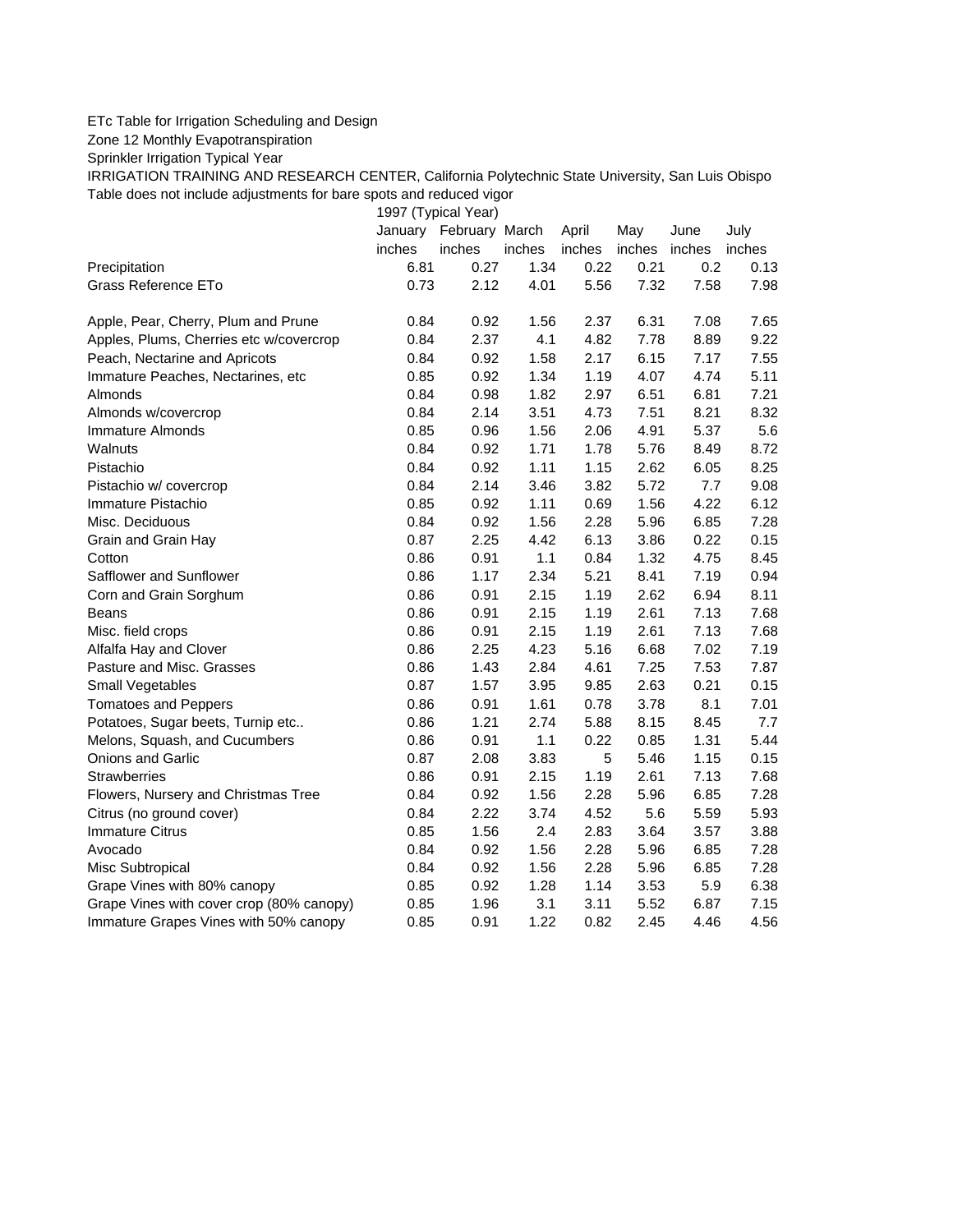ETc Table for Irrigation Scheduling and Design

Zone 12 Monthly Evapotranspiration

Sprinkler Irrigation Typical Year

IRRIGATION TRAINING AND RESEARCH CENTER, California Polytechnic State University, San Luis Obispo

Table does not include adjustments for bare spots and reduced vigor

| | 1997 (Typical Year) | | | | | | |
|---|---|---|---|---|---|---|---|
| | January | February | March | April | May | June | July |
| | inches | inches | inches | inches | inches | inches | inches |
| Precipitation | 6.81 | 0.27 | 1.34 | 0.22 | 0.21 | 0.2 | 0.13 |
| Grass Reference ETo | 0.73 | 2.12 | 4.01 | 5.56 | 7.32 | 7.58 | 7.98 |
| | | | | | | | |
| Apple, Pear, Cherry, Plum and Prune | 0.84 | 0.92 | 1.56 | 2.37 | 6.31 | 7.08 | 7.65 |
| Apples, Plums, Cherries etc w/covercrop | 0.84 | 2.37 | 4.1 | 4.82 | 7.78 | 8.89 | 9.22 |
| Peach, Nectarine and Apricots | 0.84 | 0.92 | 1.58 | 2.17 | 6.15 | 7.17 | 7.55 |
| Immature Peaches, Nectarines, etc | 0.85 | 0.92 | 1.34 | 1.19 | 4.07 | 4.74 | 5.11 |
| Almonds | 0.84 | 0.98 | 1.82 | 2.97 | 6.51 | 6.81 | 7.21 |
| Almonds w/covercrop | 0.84 | 2.14 | 3.51 | 4.73 | 7.51 | 8.21 | 8.32 |
| Immature Almonds | 0.85 | 0.96 | 1.56 | 2.06 | 4.91 | 5.37 | 5.6 |
| Walnuts | 0.84 | 0.92 | 1.71 | 1.78 | 5.76 | 8.49 | 8.72 |
| Pistachio | 0.84 | 0.92 | 1.11 | 1.15 | 2.62 | 6.05 | 8.25 |
| Pistachio w/ covercrop | 0.84 | 2.14 | 3.46 | 3.82 | 5.72 | 7.7 | 9.08 |
| Immature Pistachio | 0.85 | 0.92 | 1.11 | 0.69 | 1.56 | 4.22 | 6.12 |
| Misc. Deciduous | 0.84 | 0.92 | 1.56 | 2.28 | 5.96 | 6.85 | 7.28 |
| Grain and Grain Hay | 0.87 | 2.25 | 4.42 | 6.13 | 3.86 | 0.22 | 0.15 |
| Cotton | 0.86 | 0.91 | 1.1 | 0.84 | 1.32 | 4.75 | 8.45 |
| Safflower and Sunflower | 0.86 | 1.17 | 2.34 | 5.21 | 8.41 | 7.19 | 0.94 |
| Corn and Grain Sorghum | 0.86 | 0.91 | 2.15 | 1.19 | 2.62 | 6.94 | 8.11 |
| Beans | 0.86 | 0.91 | 2.15 | 1.19 | 2.61 | 7.13 | 7.68 |
| Misc. field crops | 0.86 | 0.91 | 2.15 | 1.19 | 2.61 | 7.13 | 7.68 |
| Alfalfa Hay and Clover | 0.86 | 2.25 | 4.23 | 5.16 | 6.68 | 7.02 | 7.19 |
| Pasture and Misc. Grasses | 0.86 | 1.43 | 2.84 | 4.61 | 7.25 | 7.53 | 7.87 |
| Small Vegetables | 0.87 | 1.57 | 3.95 | 9.85 | 2.63 | 0.21 | 0.15 |
| Tomatoes and Peppers | 0.86 | 0.91 | 1.61 | 0.78 | 3.78 | 8.1 | 7.01 |
| Potatoes, Sugar beets, Turnip etc.. | 0.86 | 1.21 | 2.74 | 5.88 | 8.15 | 8.45 | 7.7 |
| Melons, Squash, and Cucumbers | 0.86 | 0.91 | 1.1 | 0.22 | 0.85 | 1.31 | 5.44 |
| Onions and Garlic | 0.87 | 2.08 | 3.83 | 5 | 5.46 | 1.15 | 0.15 |
| Strawberries | 0.86 | 0.91 | 2.15 | 1.19 | 2.61 | 7.13 | 7.68 |
| Flowers, Nursery and Christmas Tree | 0.84 | 0.92 | 1.56 | 2.28 | 5.96 | 6.85 | 7.28 |
| Citrus (no ground cover) | 0.84 | 2.22 | 3.74 | 4.52 | 5.6 | 5.59 | 5.93 |
| Immature Citrus | 0.85 | 1.56 | 2.4 | 2.83 | 3.64 | 3.57 | 3.88 |
| Avocado | 0.84 | 0.92 | 1.56 | 2.28 | 5.96 | 6.85 | 7.28 |
| Misc Subtropical | 0.84 | 0.92 | 1.56 | 2.28 | 5.96 | 6.85 | 7.28 |
| Grape Vines with 80% canopy | 0.85 | 0.92 | 1.28 | 1.14 | 3.53 | 5.9 | 6.38 |
| Grape Vines with cover crop (80% canopy) | 0.85 | 1.96 | 3.1 | 3.11 | 5.52 | 6.87 | 7.15 |
| Immature Grapes Vines with 50% canopy | 0.85 | 0.91 | 1.22 | 0.82 | 2.45 | 4.46 | 4.56 |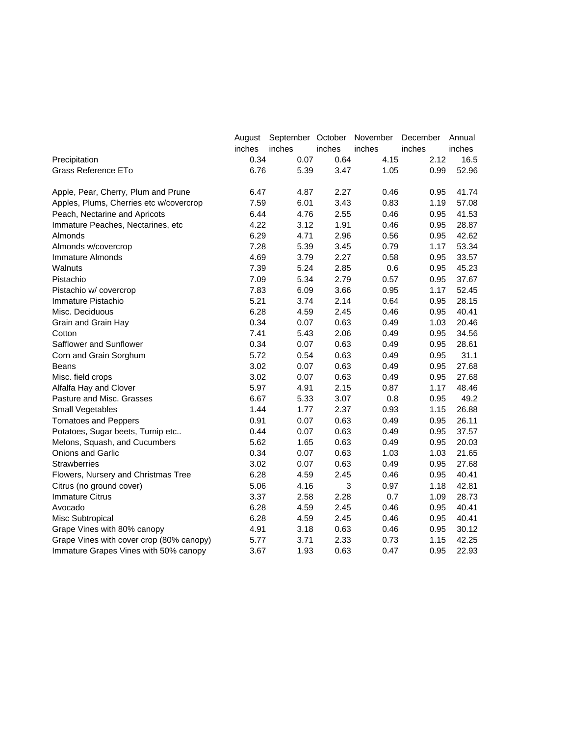| | August inches | September inches | October inches | November inches | December inches | Annual inches |
|---|---|---|---|---|---|---|
| Precipitation | 0.34 | 0.07 | 0.64 | 4.15 | 2.12 | 16.5 |
| Grass Reference ETo | 6.76 | 5.39 | 3.47 | 1.05 | 0.99 | 52.96 |
| | | | | | | |
| Apple, Pear, Cherry, Plum and Prune | 6.47 | 4.87 | 2.27 | 0.46 | 0.95 | 41.74 |
| Apples, Plums, Cherries etc w/covercrop | 7.59 | 6.01 | 3.43 | 0.83 | 1.19 | 57.08 |
| Peach, Nectarine and Apricots | 6.44 | 4.76 | 2.55 | 0.46 | 0.95 | 41.53 |
| Immature Peaches, Nectarines, etc | 4.22 | 3.12 | 1.91 | 0.46 | 0.95 | 28.87 |
| Almonds | 6.29 | 4.71 | 2.96 | 0.56 | 0.95 | 42.62 |
| Almonds w/covercrop | 7.28 | 5.39 | 3.45 | 0.79 | 1.17 | 53.34 |
| Immature Almonds | 4.69 | 3.79 | 2.27 | 0.58 | 0.95 | 33.57 |
| Walnuts | 7.39 | 5.24 | 2.85 | 0.6 | 0.95 | 45.23 |
| Pistachio | 7.09 | 5.34 | 2.79 | 0.57 | 0.95 | 37.67 |
| Pistachio w/ covercrop | 7.83 | 6.09 | 3.66 | 0.95 | 1.17 | 52.45 |
| Immature Pistachio | 5.21 | 3.74 | 2.14 | 0.64 | 0.95 | 28.15 |
| Misc. Deciduous | 6.28 | 4.59 | 2.45 | 0.46 | 0.95 | 40.41 |
| Grain and Grain Hay | 0.34 | 0.07 | 0.63 | 0.49 | 1.03 | 20.46 |
| Cotton | 7.41 | 5.43 | 2.06 | 0.49 | 0.95 | 34.56 |
| Safflower and Sunflower | 0.34 | 0.07 | 0.63 | 0.49 | 0.95 | 28.61 |
| Corn and Grain Sorghum | 5.72 | 0.54 | 0.63 | 0.49 | 0.95 | 31.1 |
| Beans | 3.02 | 0.07 | 0.63 | 0.49 | 0.95 | 27.68 |
| Misc. field crops | 3.02 | 0.07 | 0.63 | 0.49 | 0.95 | 27.68 |
| Alfalfa Hay and Clover | 5.97 | 4.91 | 2.15 | 0.87 | 1.17 | 48.46 |
| Pasture and Misc. Grasses | 6.67 | 5.33 | 3.07 | 0.8 | 0.95 | 49.2 |
| Small Vegetables | 1.44 | 1.77 | 2.37 | 0.93 | 1.15 | 26.88 |
| Tomatoes and Peppers | 0.91 | 0.07 | 0.63 | 0.49 | 0.95 | 26.11 |
| Potatoes, Sugar beets, Turnip etc.. | 0.44 | 0.07 | 0.63 | 0.49 | 0.95 | 37.57 |
| Melons, Squash, and Cucumbers | 5.62 | 1.65 | 0.63 | 0.49 | 0.95 | 20.03 |
| Onions and Garlic | 0.34 | 0.07 | 0.63 | 1.03 | 1.03 | 21.65 |
| Strawberries | 3.02 | 0.07 | 0.63 | 0.49 | 0.95 | 27.68 |
| Flowers, Nursery and Christmas Tree | 6.28 | 4.59 | 2.45 | 0.46 | 0.95 | 40.41 |
| Citrus (no ground cover) | 5.06 | 4.16 | 3 | 0.97 | 1.18 | 42.81 |
| Immature Citrus | 3.37 | 2.58 | 2.28 | 0.7 | 1.09 | 28.73 |
| Avocado | 6.28 | 4.59 | 2.45 | 0.46 | 0.95 | 40.41 |
| Misc Subtropical | 6.28 | 4.59 | 2.45 | 0.46 | 0.95 | 40.41 |
| Grape Vines with 80% canopy | 4.91 | 3.18 | 0.63 | 0.46 | 0.95 | 30.12 |
| Grape Vines with cover crop (80% canopy) | 5.77 | 3.71 | 2.33 | 0.73 | 1.15 | 42.25 |
| Immature Grapes Vines with 50% canopy | 3.67 | 1.93 | 0.63 | 0.47 | 0.95 | 22.93 |